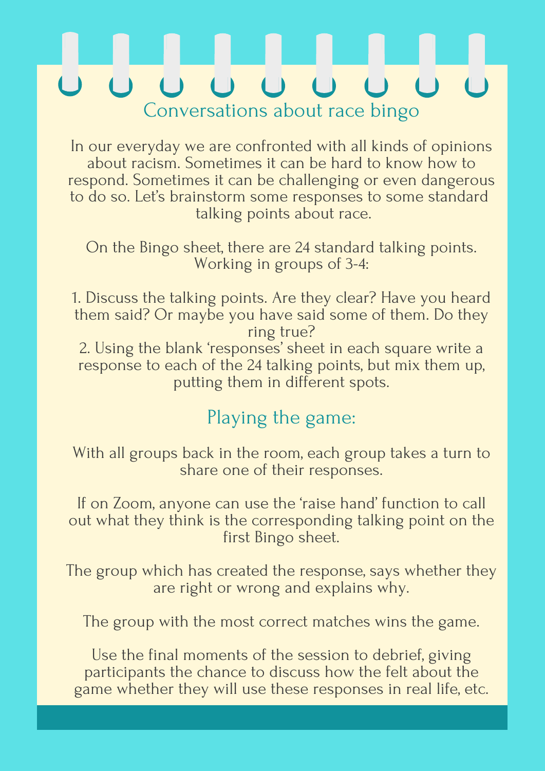# Conversations about race bingo

In our everyday we are confronted with all kinds of opinions about racism. Sometimes it can be hard to know how to respond. Sometimes it can be challenging or even dangerous to do so. Let's brainstorm some responses to some standard talking points about race.

On the Bingo sheet, there are 24 standard talking points. Working in groups of 3-4:

1. Discuss the talking points. Are they clear? Have you heard them said? Or maybe you have said some of them. Do they ring true?
2. Using the blank 'responses' sheet in each square write a response to each of the 24 talking points, but mix them up, putting them in different spots.

## Playing the game:

With all groups back in the room, each group takes a turn to share one of their responses.

If on Zoom, anyone can use the 'raise hand' function to call out what they think is the corresponding talking point on the first Bingo sheet.

The group which has created the response, says whether they are right or wrong and explains why.

The group with the most correct matches wins the game.

Use the final moments of the session to debrief, giving participants the chance to discuss how the felt about the game whether they will use these responses in real life, etc.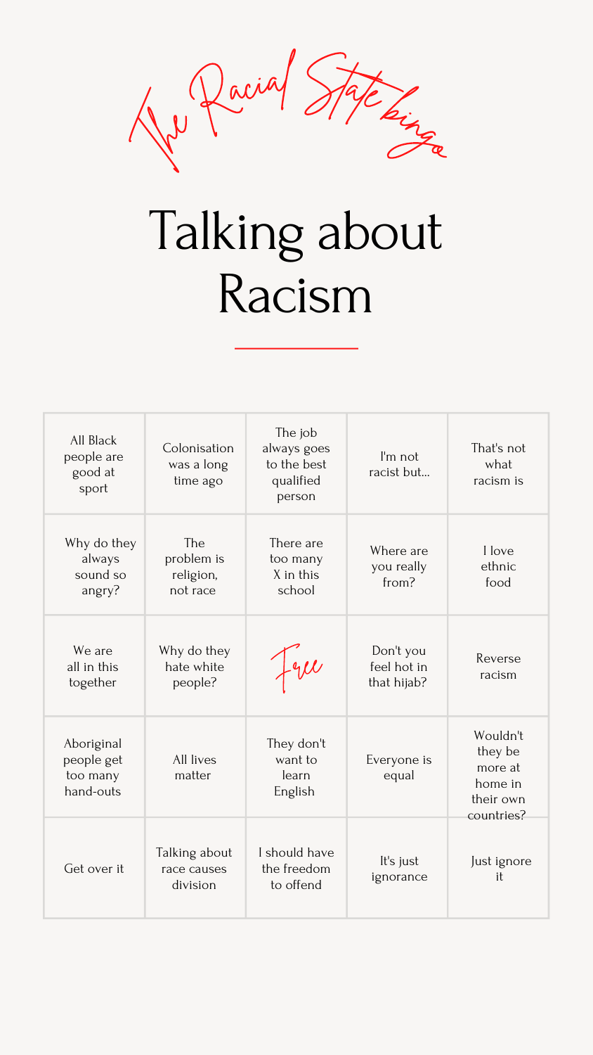The Racial State bingo

# Talking about Racism

| | | | | |
|---|---|---|---|---|
| All Black people are good at sport | Colonisation was a long time ago | The job always goes to the best qualified person | I'm not racist but... | That's not what racism is |
| Why do they always sound so angry? | The problem is religion, not race | There are too many X in this school | Where are you really from? | I love ethnic food |
| We are all in this together | Why do they hate white people? | Free | Don't you feel hot in that hijab? | Reverse racism |
| Aboriginal people get too many hand-outs | All lives matter | They don't want to learn English | Everyone is equal | Wouldn't they be more at home in their own countries? |
| Get over it | Talking about race causes division | I should have the freedom to offend | It's just ignorance | Just ignore it |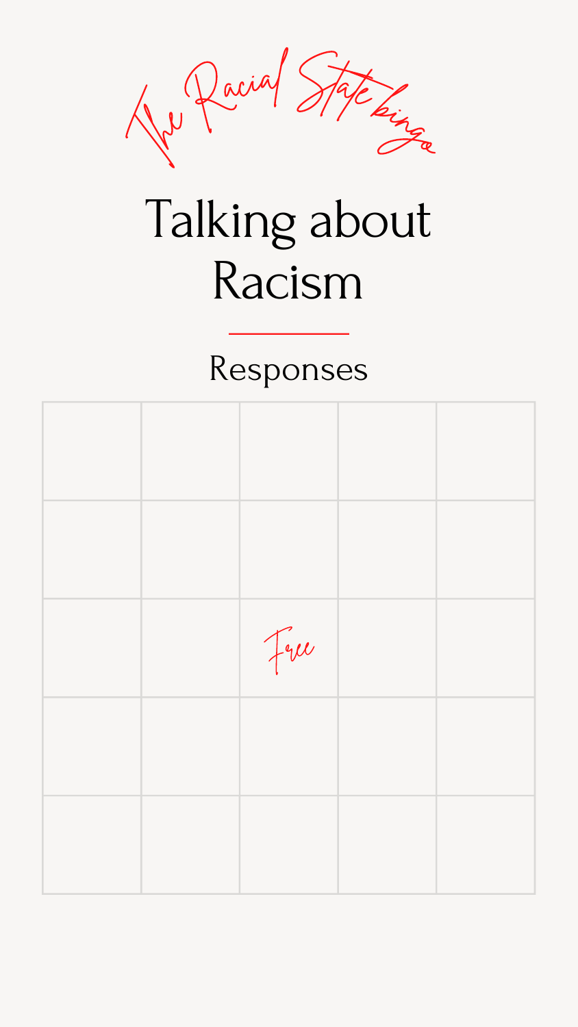The Racial State bingo

# Talking about Racism

## Responses

| | | | | |
|---|---|---|---|---|
| | | | | |
| | | | | |
| | | Free | | |
| | | | | |
| | | | | |